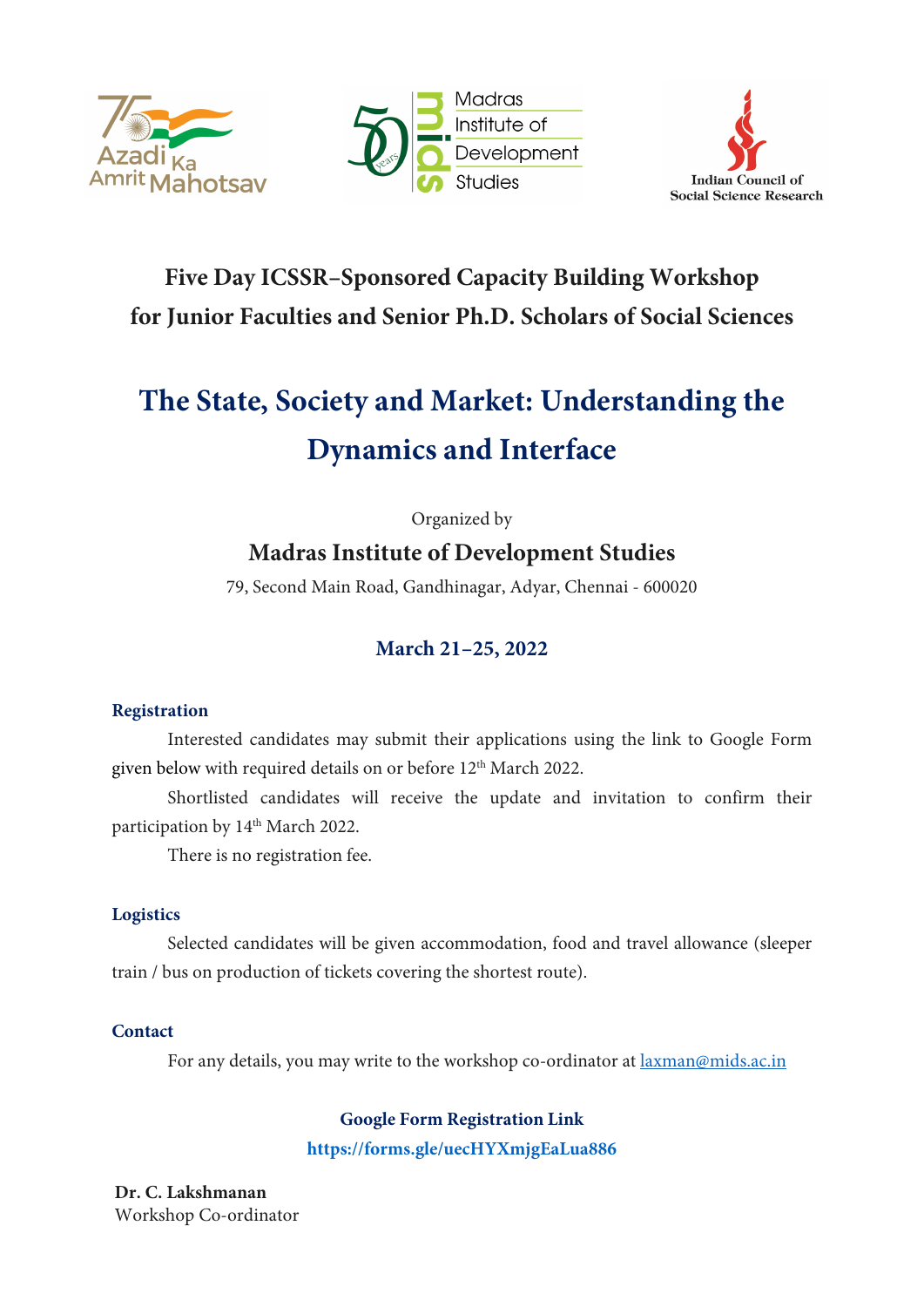Azadi Ka Amrit Mahotsav | Madras Institute of Development Studies | Indian Council of Social Science Research

## Five Day ICSSR–Sponsored Capacity Building Workshop for Junior Faculties and Senior Ph.D. Scholars of Social Sciences

# The State, Society and Market: Understanding the Dynamics and Interface

Organized by

### Madras Institute of Development Studies

79, Second Main Road, Gandhinagar, Adyar, Chennai - 600020

### March 21–25, 2022

**Registration**

Interested candidates may submit their applications using the link to Google Form given below with required details on or before 12th March 2022.

Shortlisted candidates will receive the update and invitation to confirm their participation by 14th March 2022.

There is no registration fee.

**Logistics**

Selected candidates will be given accommodation, food and travel allowance (sleeper train / bus on production of tickets covering the shortest route).

**Contact**

For any details, you may write to the workshop co-ordinator at laxman@mids.ac.in

**Google Form Registration Link**
**https://forms.gle/uecHYXmjgEaLua886**

**Dr. C. Lakshmanan**
Workshop Co-ordinator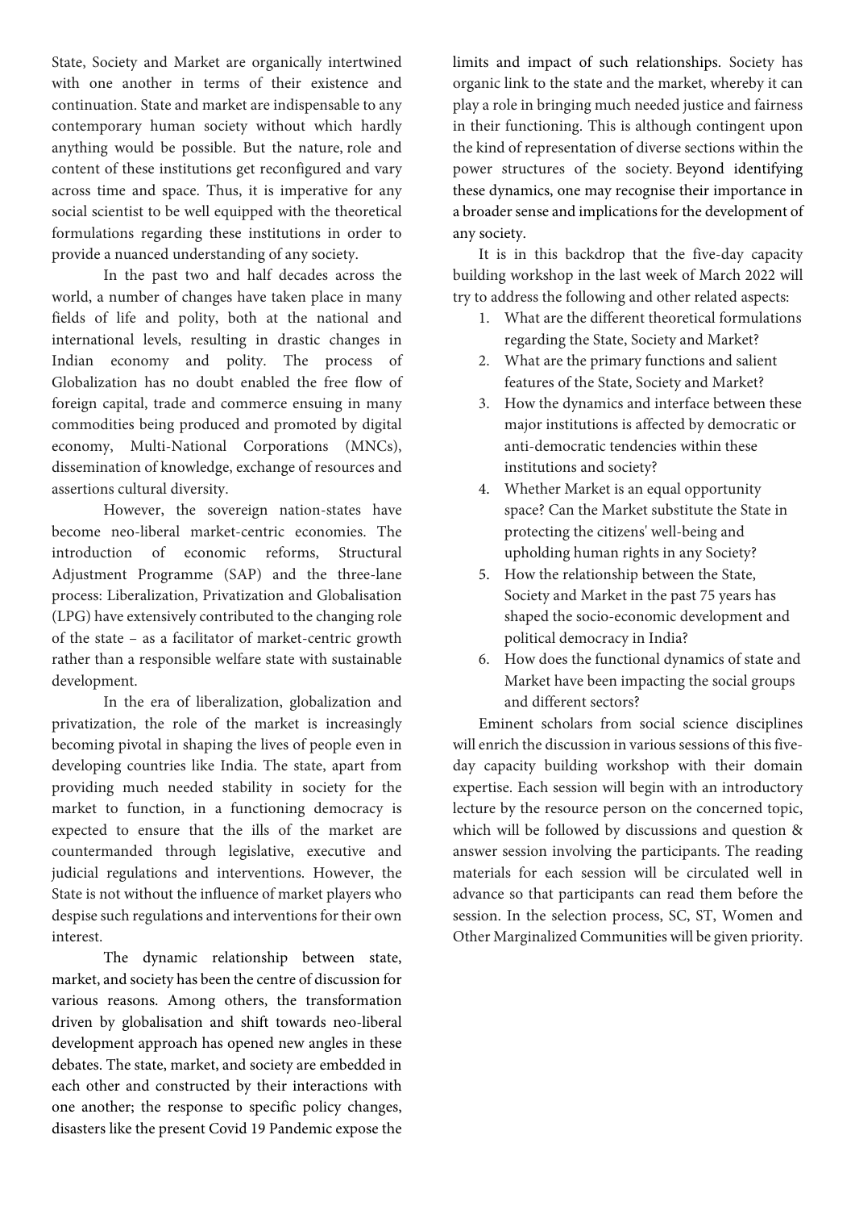State, Society and Market are organically intertwined with one another in terms of their existence and continuation. State and market are indispensable to any contemporary human society without which hardly anything would be possible. But the nature, role and content of these institutions get reconfigured and vary across time and space. Thus, it is imperative for any social scientist to be well equipped with the theoretical formulations regarding these institutions in order to provide a nuanced understanding of any society.

In the past two and half decades across the world, a number of changes have taken place in many fields of life and polity, both at the national and international levels, resulting in drastic changes in Indian economy and polity. The process of Globalization has no doubt enabled the free flow of foreign capital, trade and commerce ensuing in many commodities being produced and promoted by digital economy, Multi-National Corporations (MNCs), dissemination of knowledge, exchange of resources and assertions cultural diversity.

However, the sovereign nation-states have become neo-liberal market-centric economies. The introduction of economic reforms, Structural Adjustment Programme (SAP) and the three-lane process: Liberalization, Privatization and Globalisation (LPG) have extensively contributed to the changing role of the state – as a facilitator of market-centric growth rather than a responsible welfare state with sustainable development.

In the era of liberalization, globalization and privatization, the role of the market is increasingly becoming pivotal in shaping the lives of people even in developing countries like India. The state, apart from providing much needed stability in society for the market to function, in a functioning democracy is expected to ensure that the ills of the market are countermanded through legislative, executive and judicial regulations and interventions. However, the State is not without the influence of market players who despise such regulations and interventions for their own interest.

The dynamic relationship between state, market, and society has been the centre of discussion for various reasons. Among others, the transformation driven by globalisation and shift towards neo-liberal development approach has opened new angles in these debates. The state, market, and society are embedded in each other and constructed by their interactions with one another; the response to specific policy changes, disasters like the present Covid 19 Pandemic expose the limits and impact of such relationships. Society has organic link to the state and the market, whereby it can play a role in bringing much needed justice and fairness in their functioning. This is although contingent upon the kind of representation of diverse sections within the power structures of the society. Beyond identifying these dynamics, one may recognise their importance in a broader sense and implications for the development of any society.

It is in this backdrop that the five-day capacity building workshop in the last week of March 2022 will try to address the following and other related aspects:

1. What are the different theoretical formulations regarding the State, Society and Market?
2. What are the primary functions and salient features of the State, Society and Market?
3. How the dynamics and interface between these major institutions is affected by democratic or anti-democratic tendencies within these institutions and society?
4. Whether Market is an equal opportunity space? Can the Market substitute the State in protecting the citizens' well-being and upholding human rights in any Society?
5. How the relationship between the State, Society and Market in the past 75 years has shaped the socio-economic development and political democracy in India?
6. How does the functional dynamics of state and Market have been impacting the social groups and different sectors?

Eminent scholars from social science disciplines will enrich the discussion in various sessions of this five-day capacity building workshop with their domain expertise. Each session will begin with an introductory lecture by the resource person on the concerned topic, which will be followed by discussions and question & answer session involving the participants. The reading materials for each session will be circulated well in advance so that participants can read them before the session. In the selection process, SC, ST, Women and Other Marginalized Communities will be given priority.